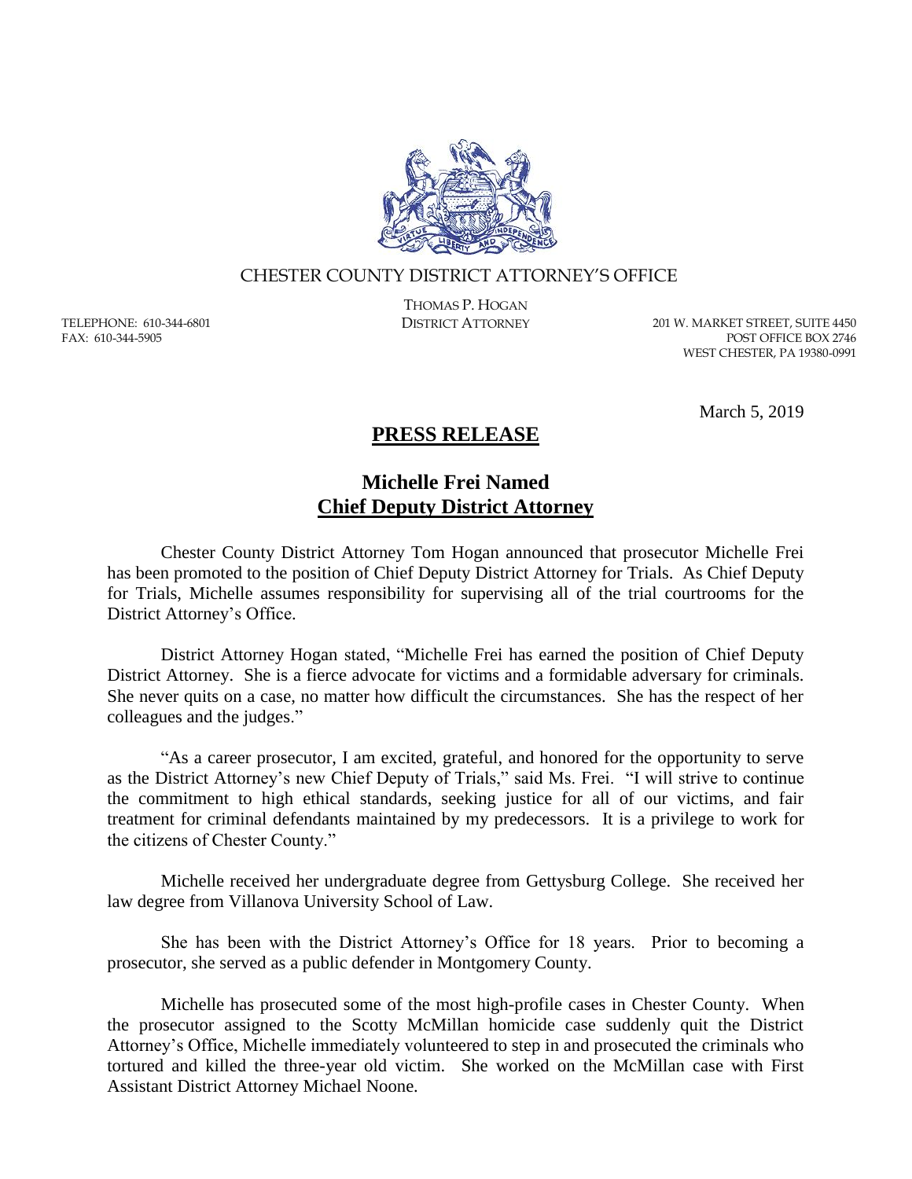CHESTER COUNTY DISTRICT ATTORNEY'S OFFICE

THOMAS P. HOGAN
DISTRICT ATTORNEY

TELEPHONE: 610-344-6801
FAX: 610-344-5905

201 W. MARKET STREET, SUITE 4450
POST OFFICE BOX 2746
WEST CHESTER, PA 19380-0991

March 5, 2019

# PRESS RELEASE

## Michelle Frei Named Chief Deputy District Attorney

Chester County District Attorney Tom Hogan announced that prosecutor Michelle Frei has been promoted to the position of Chief Deputy District Attorney for Trials. As Chief Deputy for Trials, Michelle assumes responsibility for supervising all of the trial courtrooms for the District Attorney's Office.

District Attorney Hogan stated, "Michelle Frei has earned the position of Chief Deputy District Attorney. She is a fierce advocate for victims and a formidable adversary for criminals. She never quits on a case, no matter how difficult the circumstances. She has the respect of her colleagues and the judges."

"As a career prosecutor, I am excited, grateful, and honored for the opportunity to serve as the District Attorney's new Chief Deputy of Trials," said Ms. Frei. "I will strive to continue the commitment to high ethical standards, seeking justice for all of our victims, and fair treatment for criminal defendants maintained by my predecessors. It is a privilege to work for the citizens of Chester County."

Michelle received her undergraduate degree from Gettysburg College. She received her law degree from Villanova University School of Law.

She has been with the District Attorney's Office for 18 years. Prior to becoming a prosecutor, she served as a public defender in Montgomery County.

Michelle has prosecuted some of the most high-profile cases in Chester County. When the prosecutor assigned to the Scotty McMillan homicide case suddenly quit the District Attorney's Office, Michelle immediately volunteered to step in and prosecuted the criminals who tortured and killed the three-year old victim. She worked on the McMillan case with First Assistant District Attorney Michael Noone.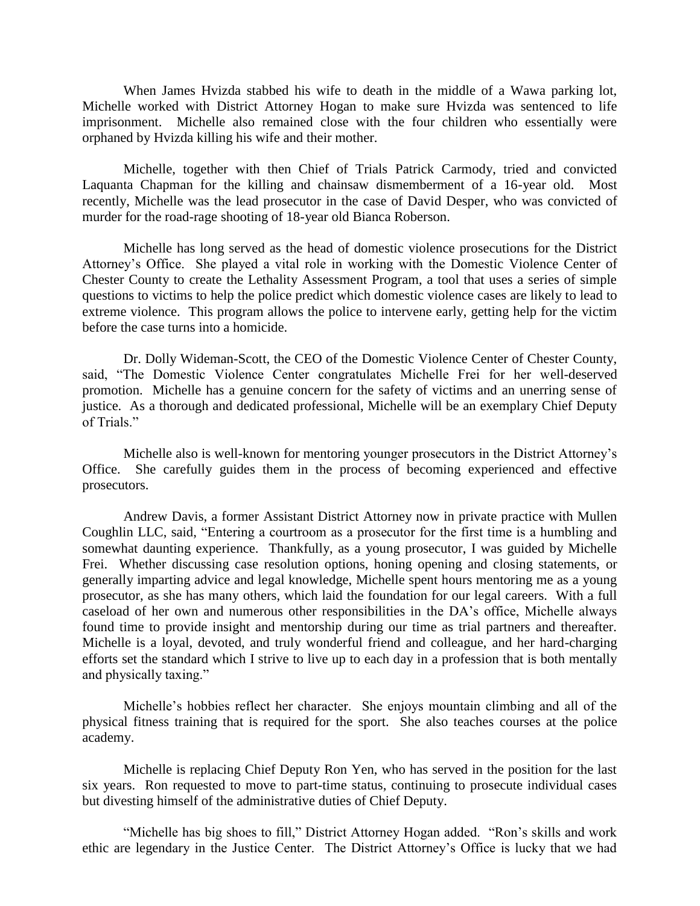When James Hvizda stabbed his wife to death in the middle of a Wawa parking lot, Michelle worked with District Attorney Hogan to make sure Hvizda was sentenced to life imprisonment. Michelle also remained close with the four children who essentially were orphaned by Hvizda killing his wife and their mother.

Michelle, together with then Chief of Trials Patrick Carmody, tried and convicted Laquanta Chapman for the killing and chainsaw dismemberment of a 16-year old. Most recently, Michelle was the lead prosecutor in the case of David Desper, who was convicted of murder for the road-rage shooting of 18-year old Bianca Roberson.

Michelle has long served as the head of domestic violence prosecutions for the District Attorney's Office. She played a vital role in working with the Domestic Violence Center of Chester County to create the Lethality Assessment Program, a tool that uses a series of simple questions to victims to help the police predict which domestic violence cases are likely to lead to extreme violence. This program allows the police to intervene early, getting help for the victim before the case turns into a homicide.

Dr. Dolly Wideman-Scott, the CEO of the Domestic Violence Center of Chester County, said, "The Domestic Violence Center congratulates Michelle Frei for her well-deserved promotion. Michelle has a genuine concern for the safety of victims and an unerring sense of justice. As a thorough and dedicated professional, Michelle will be an exemplary Chief Deputy of Trials."

Michelle also is well-known for mentoring younger prosecutors in the District Attorney's Office. She carefully guides them in the process of becoming experienced and effective prosecutors.

Andrew Davis, a former Assistant District Attorney now in private practice with Mullen Coughlin LLC, said, "Entering a courtroom as a prosecutor for the first time is a humbling and somewhat daunting experience. Thankfully, as a young prosecutor, I was guided by Michelle Frei. Whether discussing case resolution options, honing opening and closing statements, or generally imparting advice and legal knowledge, Michelle spent hours mentoring me as a young prosecutor, as she has many others, which laid the foundation for our legal careers. With a full caseload of her own and numerous other responsibilities in the DA's office, Michelle always found time to provide insight and mentorship during our time as trial partners and thereafter. Michelle is a loyal, devoted, and truly wonderful friend and colleague, and her hard-charging efforts set the standard which I strive to live up to each day in a profession that is both mentally and physically taxing."

Michelle's hobbies reflect her character. She enjoys mountain climbing and all of the physical fitness training that is required for the sport. She also teaches courses at the police academy.

Michelle is replacing Chief Deputy Ron Yen, who has served in the position for the last six years. Ron requested to move to part-time status, continuing to prosecute individual cases but divesting himself of the administrative duties of Chief Deputy.

"Michelle has big shoes to fill," District Attorney Hogan added. "Ron's skills and work ethic are legendary in the Justice Center. The District Attorney's Office is lucky that we had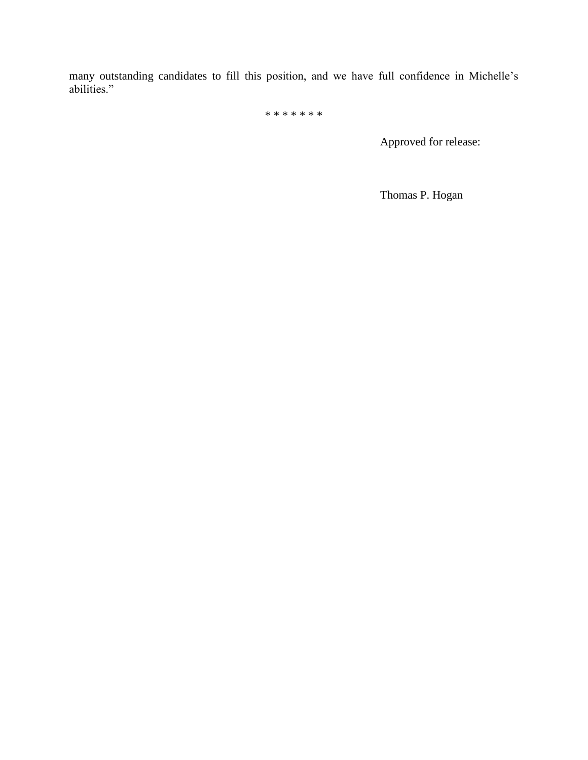many outstanding candidates to fill this position, and we have full confidence in Michelle's abilities."

* * * * * * *

Approved for release:

Thomas P. Hogan